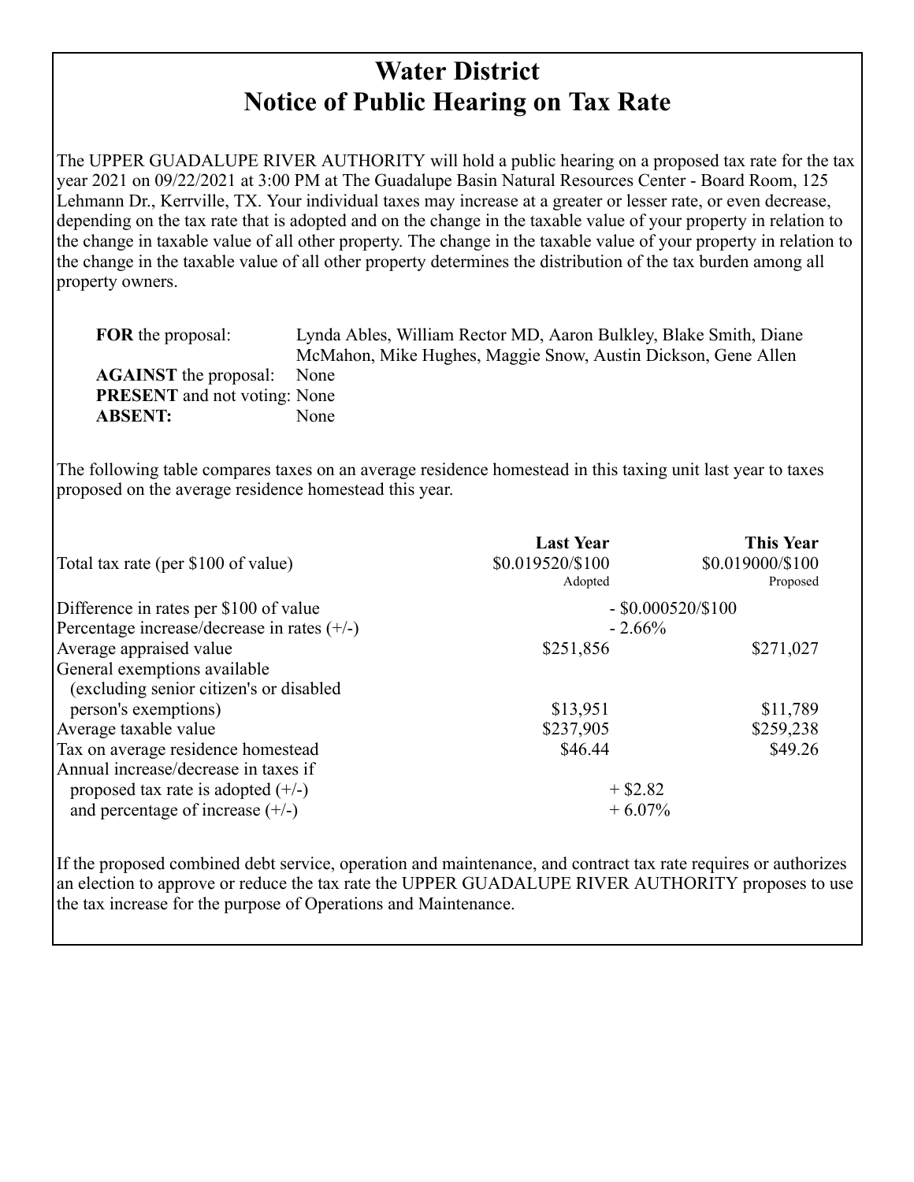# Water District
# Notice of Public Hearing on Tax Rate

The UPPER GUADALUPE RIVER AUTHORITY will hold a public hearing on a proposed tax rate for the tax year 2021 on 09/22/2021 at 3:00 PM at The Guadalupe Basin Natural Resources Center - Board Room, 125 Lehmann Dr., Kerrville, TX. Your individual taxes may increase at a greater or lesser rate, or even decrease, depending on the tax rate that is adopted and on the change in the taxable value of your property in relation to the change in taxable value of all other property. The change in the taxable value of your property in relation to the change in the taxable value of all other property determines the distribution of the tax burden among all property owners.

**FOR** the proposal: Lynda Ables, William Rector MD, Aaron Bulkley, Blake Smith, Diane McMahon, Mike Hughes, Maggie Snow, Austin Dickson, Gene Allen

**AGAINST** the proposal: None

**PRESENT** and not voting: None

**ABSENT:** None

The following table compares taxes on an average residence homestead in this taxing unit last year to taxes proposed on the average residence homestead this year.

| | Last Year | This Year |
|---|---|---|
| Total tax rate (per $100 of value) | $0.019520/$100 Adopted | $0.019000/$100 Proposed |
| Difference in rates per $100 of value | - $0.000520/$100 | |
| Percentage increase/decrease in rates (+/-) | - 2.66% | |
| Average appraised value | $251,856 | $271,027 |
| General exemptions available (excluding senior citizen's or disabled person's exemptions) | $13,951 | $11,789 |
| Average taxable value | $237,905 | $259,238 |
| Tax on average residence homestead | $46.44 | $49.26 |
| Annual increase/decrease in taxes if proposed tax rate is adopted (+/-) | + $2.82 | |
| and percentage of increase (+/-) | + 6.07% | |

If the proposed combined debt service, operation and maintenance, and contract tax rate requires or authorizes an election to approve or reduce the tax rate the UPPER GUADALUPE RIVER AUTHORITY proposes to use the tax increase for the purpose of Operations and Maintenance.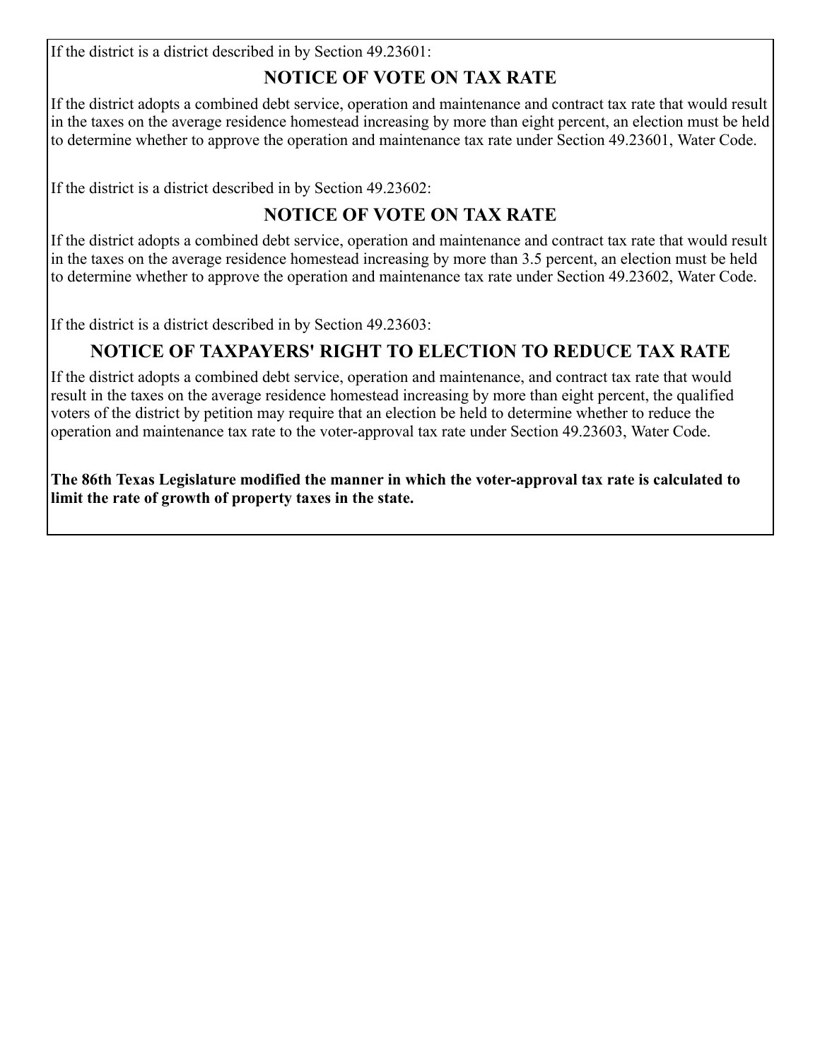If the district is a district described in by Section 49.23601:

## NOTICE OF VOTE ON TAX RATE

If the district adopts a combined debt service, operation and maintenance and contract tax rate that would result in the taxes on the average residence homestead increasing by more than eight percent, an election must be held to determine whether to approve the operation and maintenance tax rate under Section 49.23601, Water Code.

If the district is a district described in by Section 49.23602:

## NOTICE OF VOTE ON TAX RATE

If the district adopts a combined debt service, operation and maintenance and contract tax rate that would result in the taxes on the average residence homestead increasing by more than 3.5 percent, an election must be held to determine whether to approve the operation and maintenance tax rate under Section 49.23602, Water Code.

If the district is a district described in by Section 49.23603:

## NOTICE OF TAXPAYERS' RIGHT TO ELECTION TO REDUCE TAX RATE

If the district adopts a combined debt service, operation and maintenance, and contract tax rate that would result in the taxes on the average residence homestead increasing by more than eight percent, the qualified voters of the district by petition may require that an election be held to determine whether to reduce the operation and maintenance tax rate to the voter-approval tax rate under Section 49.23603, Water Code.

**The 86th Texas Legislature modified the manner in which the voter-approval tax rate is calculated to limit the rate of growth of property taxes in the state.**